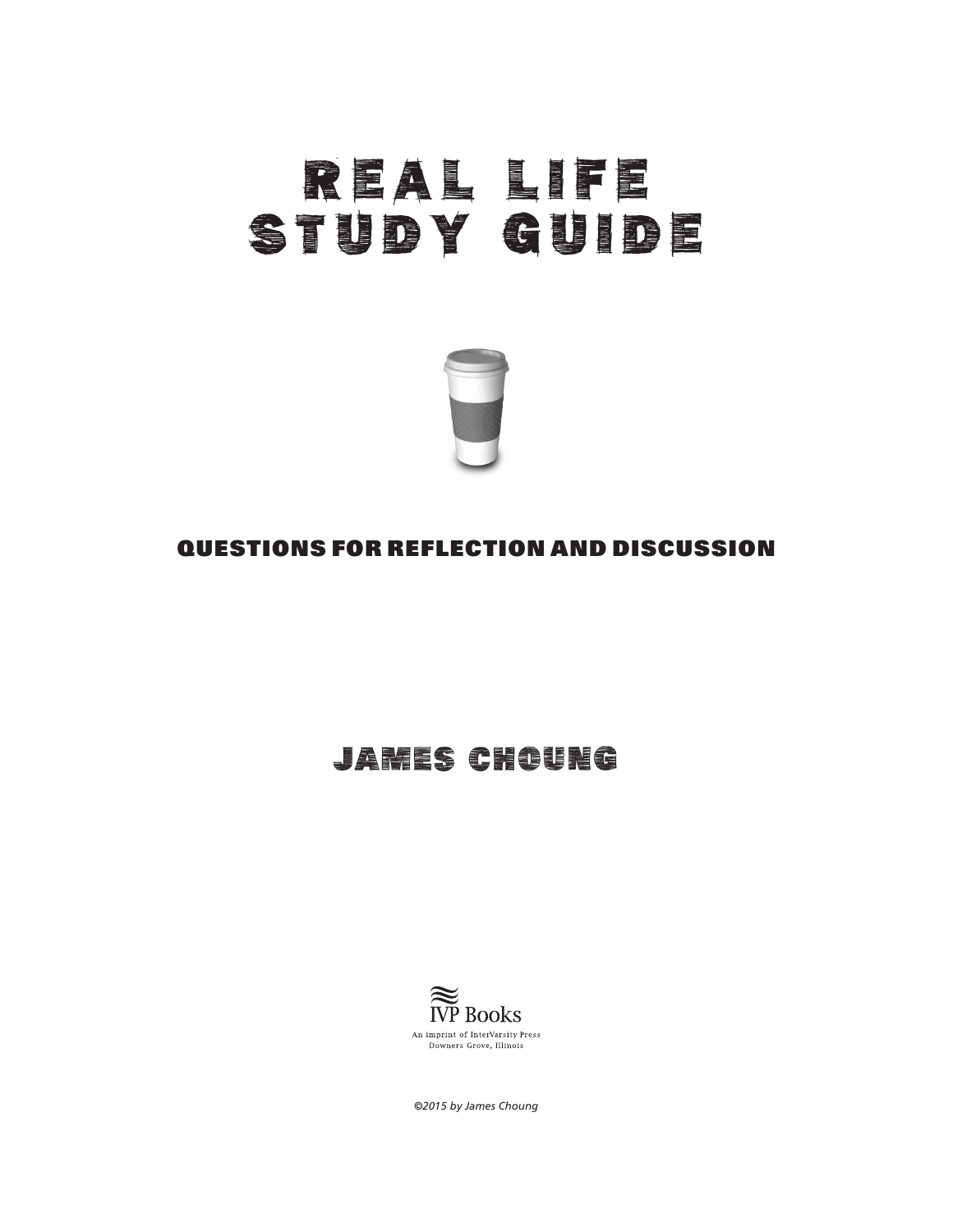# REAL LIFE STUDY GUIDE

## QUESTIONS FOR REFLECTION AND DISCUSSION

## JAMES CHOUNG

IVP Books

An imprint of InterVarsity Press
Downers Grove, Illinois

*©2015 by James Choung*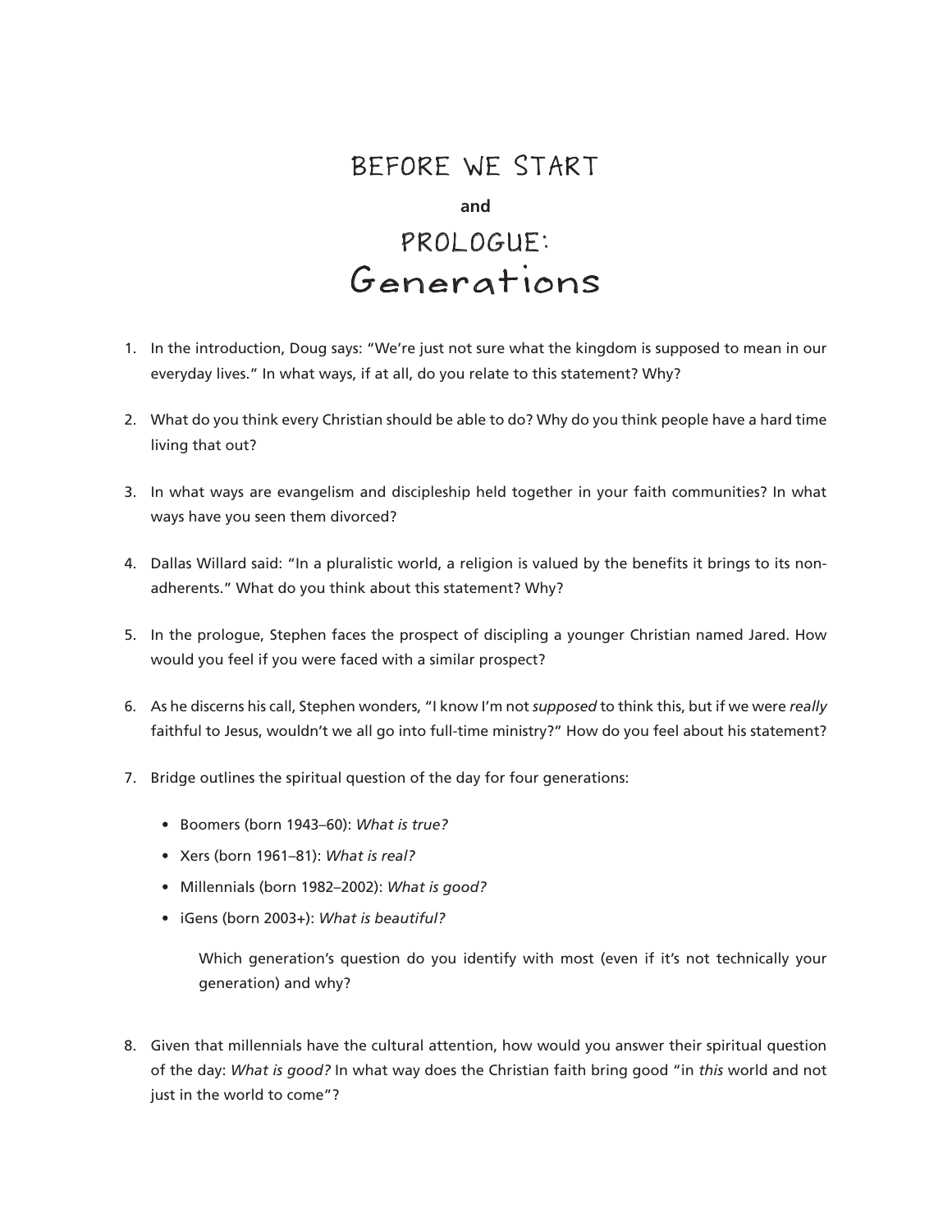# BEFORE WE START

**and**

# PROLOGUE: Generations

1. In the introduction, Doug says: "We're just not sure what the kingdom is supposed to mean in our everyday lives." In what ways, if at all, do you relate to this statement? Why?

2. What do you think every Christian should be able to do? Why do you think people have a hard time living that out?

3. In what ways are evangelism and discipleship held together in your faith communities? In what ways have you seen them divorced?

4. Dallas Willard said: "In a pluralistic world, a religion is valued by the benefits it brings to its non-adherents." What do you think about this statement? Why?

5. In the prologue, Stephen faces the prospect of discipling a younger Christian named Jared. How would you feel if you were faced with a similar prospect?

6. As he discerns his call, Stephen wonders, "I know I'm not *supposed* to think this, but if we were *really* faithful to Jesus, wouldn't we all go into full-time ministry?" How do you feel about his statement?

7. Bridge outlines the spiritual question of the day for four generations:

   - Boomers (born 1943–60): *What is true?*
   - Xers (born 1961–81): *What is real?*
   - Millennials (born 1982–2002): *What is good?*
   - iGens (born 2003+): *What is beautiful?*

   Which generation's question do you identify with most (even if it's not technically your generation) and why?

8. Given that millennials have the cultural attention, how would you answer their spiritual question of the day: *What is good?* In what way does the Christian faith bring good "in *this* world and not just in the world to come"?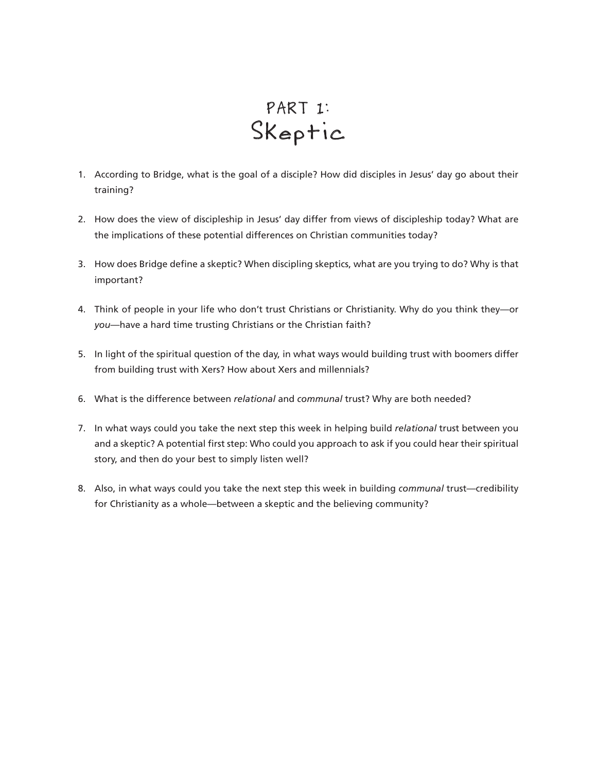# PART 1: Skeptic

1. According to Bridge, what is the goal of a disciple? How did disciples in Jesus' day go about their training?

2. How does the view of discipleship in Jesus' day differ from views of discipleship today? What are the implications of these potential differences on Christian communities today?

3. How does Bridge define a skeptic? When discipling skeptics, what are you trying to do? Why is that important?

4. Think of people in your life who don't trust Christians or Christianity. Why do you think they—or *you*—have a hard time trusting Christians or the Christian faith?

5. In light of the spiritual question of the day, in what ways would building trust with boomers differ from building trust with Xers? How about Xers and millennials?

6. What is the difference between *relational* and *communal* trust? Why are both needed?

7. In what ways could you take the next step this week in helping build *relational* trust between you and a skeptic? A potential first step: Who could you approach to ask if you could hear their spiritual story, and then do your best to simply listen well?

8. Also, in what ways could you take the next step this week in building *communal* trust—credibility for Christianity as a whole—between a skeptic and the believing community?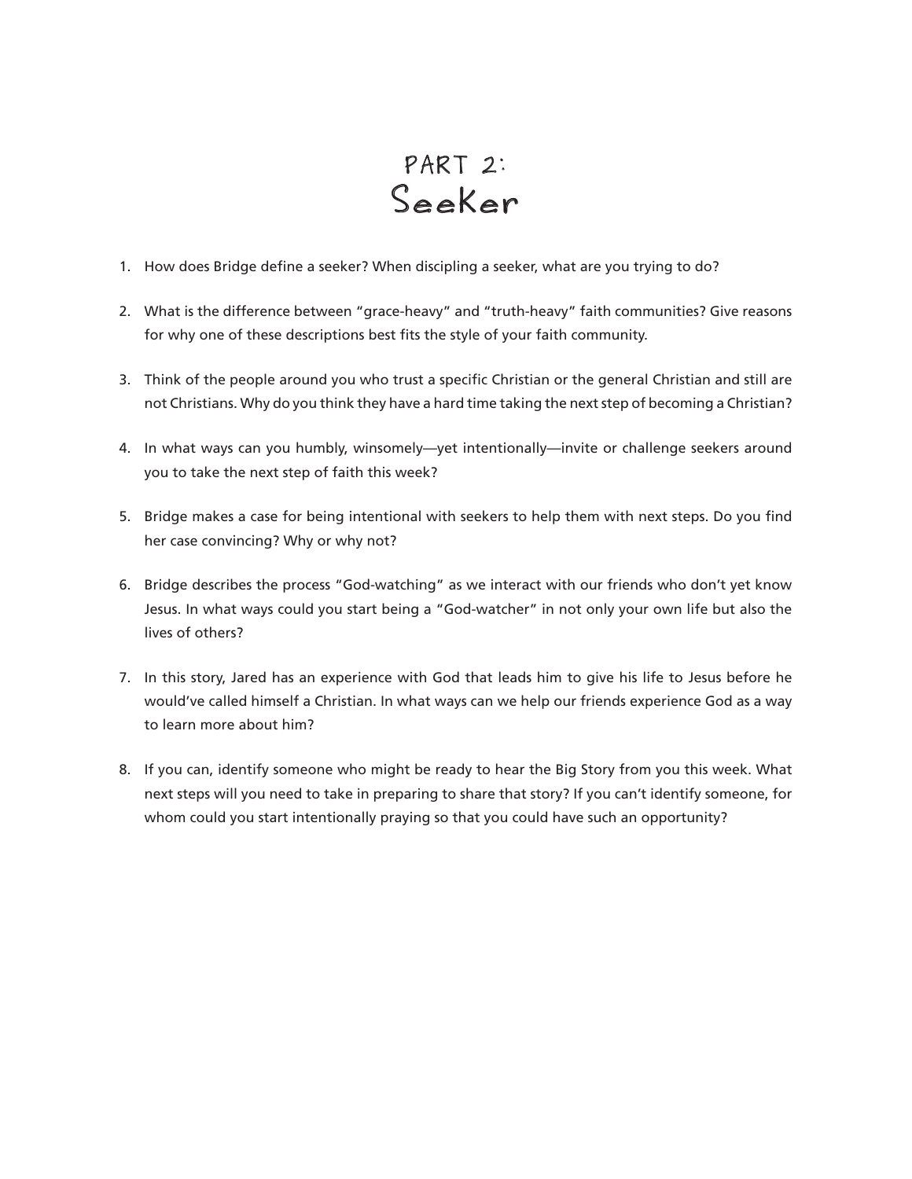# PART 2:
# Seeker

1. How does Bridge define a seeker? When discipling a seeker, what are you trying to do?

2. What is the difference between "grace-heavy" and "truth-heavy" faith communities? Give reasons for why one of these descriptions best fits the style of your faith community.

3. Think of the people around you who trust a specific Christian or the general Christian and still are not Christians. Why do you think they have a hard time taking the next step of becoming a Christian?

4. In what ways can you humbly, winsomely—yet intentionally—invite or challenge seekers around you to take the next step of faith this week?

5. Bridge makes a case for being intentional with seekers to help them with next steps. Do you find her case convincing? Why or why not?

6. Bridge describes the process "God-watching" as we interact with our friends who don't yet know Jesus. In what ways could you start being a "God-watcher" in not only your own life but also the lives of others?

7. In this story, Jared has an experience with God that leads him to give his life to Jesus before he would've called himself a Christian. In what ways can we help our friends experience God as a way to learn more about him?

8. If you can, identify someone who might be ready to hear the Big Story from you this week. What next steps will you need to take in preparing to share that story? If you can't identify someone, for whom could you start intentionally praying so that you could have such an opportunity?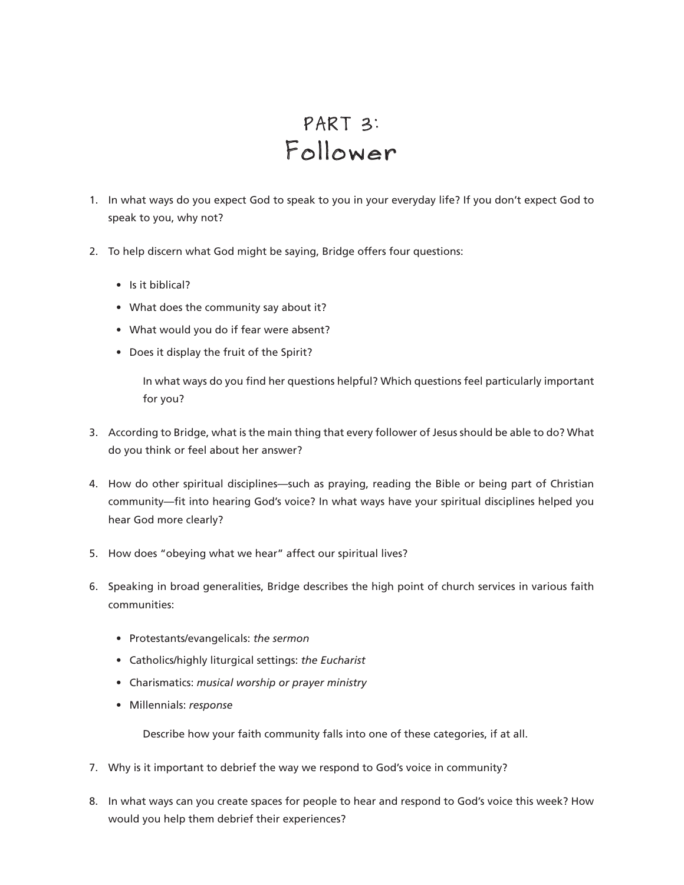# PART 3:
# Follower

1. In what ways do you expect God to speak to you in your everyday life? If you don't expect God to speak to you, why not?

2. To help discern what God might be saying, Bridge offers four questions:

    - Is it biblical?
    - What does the community say about it?
    - What would you do if fear were absent?
    - Does it display the fruit of the Spirit?

    In what ways do you find her questions helpful? Which questions feel particularly important for you?

3. According to Bridge, what is the main thing that every follower of Jesus should be able to do? What do you think or feel about her answer?

4. How do other spiritual disciplines—such as praying, reading the Bible or being part of Christian community—fit into hearing God's voice? In what ways have your spiritual disciplines helped you hear God more clearly?

5. How does "obeying what we hear" affect our spiritual lives?

6. Speaking in broad generalities, Bridge describes the high point of church services in various faith communities:

    - Protestants/evangelicals: *the sermon*
    - Catholics/highly liturgical settings: *the Eucharist*
    - Charismatics: *musical worship or prayer ministry*
    - Millennials: *response*

    Describe how your faith community falls into one of these categories, if at all.

7. Why is it important to debrief the way we respond to God's voice in community?

8. In what ways can you create spaces for people to hear and respond to God's voice this week? How would you help them debrief their experiences?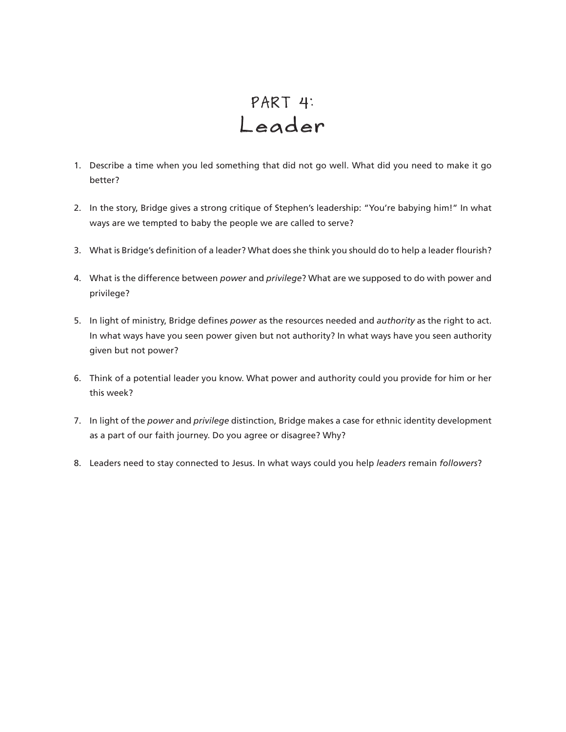# PART 4:
# Leader

1. Describe a time when you led something that did not go well. What did you need to make it go better?

2. In the story, Bridge gives a strong critique of Stephen's leadership: "You're babying him!" In what ways are we tempted to baby the people we are called to serve?

3. What is Bridge's definition of a leader? What does she think you should do to help a leader flourish?

4. What is the difference between *power* and *privilege*? What are we supposed to do with power and privilege?

5. In light of ministry, Bridge defines *power* as the resources needed and *authority* as the right to act. In what ways have you seen power given but not authority? In what ways have you seen authority given but not power?

6. Think of a potential leader you know. What power and authority could you provide for him or her this week?

7. In light of the *power* and *privilege* distinction, Bridge makes a case for ethnic identity development as a part of our faith journey. Do you agree or disagree? Why?

8. Leaders need to stay connected to Jesus. In what ways could you help *leaders* remain *followers*?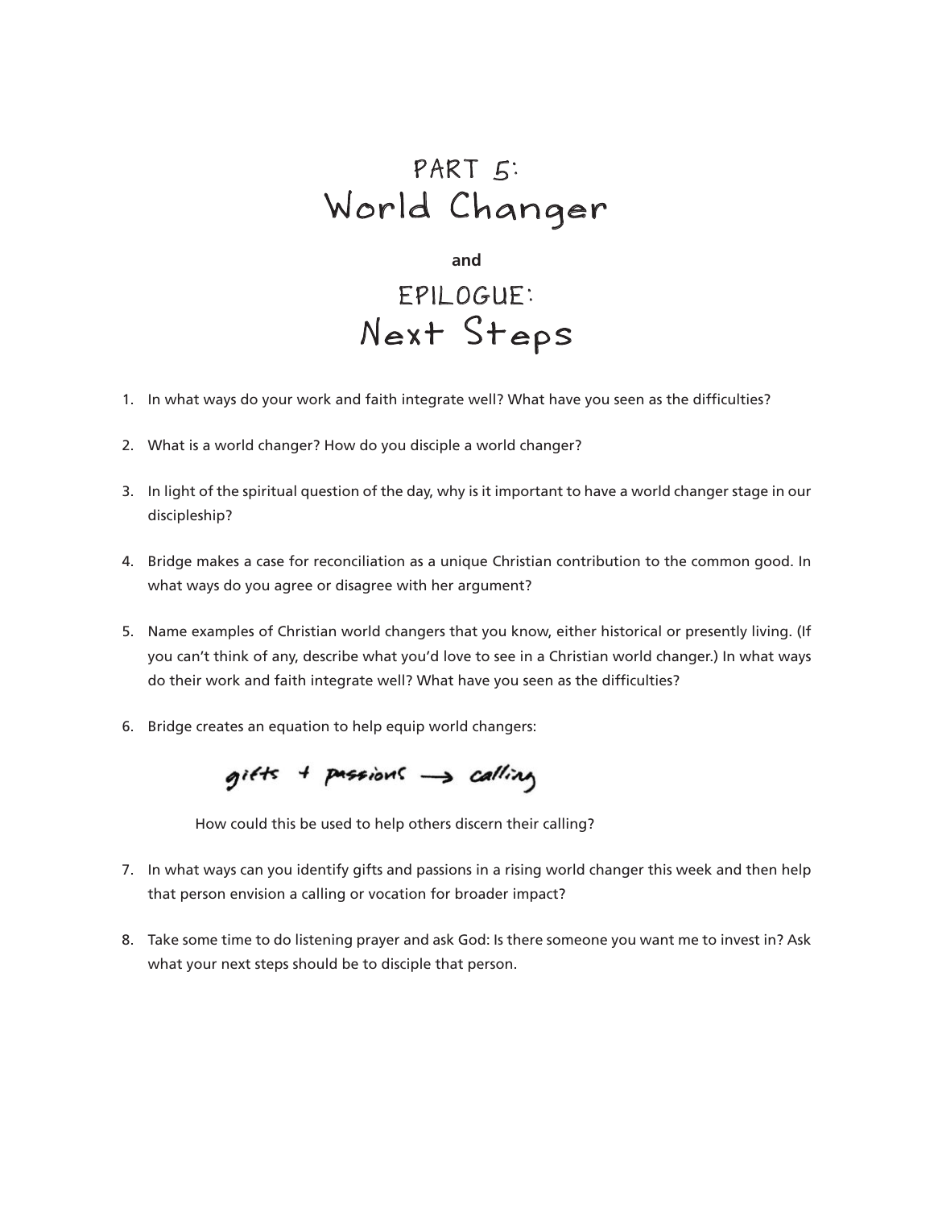# PART 5:
# World Changer

**and**

# EPILOGUE:
# Next Steps

1. In what ways do your work and faith integrate well? What have you seen as the difficulties?

2. What is a world changer? How do you disciple a world changer?

3. In light of the spiritual question of the day, why is it important to have a world changer stage in our discipleship?

4. Bridge makes a case for reconciliation as a unique Christian contribution to the common good. In what ways do you agree or disagree with her argument?

5. Name examples of Christian world changers that you know, either historical or presently living. (If you can't think of any, describe what you'd love to see in a Christian world changer.) In what ways do their work and faith integrate well? What have you seen as the difficulties?

6. Bridge creates an equation to help equip world changers:

   gifts + passions → calling

   How could this be used to help others discern their calling?

7. In what ways can you identify gifts and passions in a rising world changer this week and then help that person envision a calling or vocation for broader impact?

8. Take some time to do listening prayer and ask God: Is there someone you want me to invest in? Ask what your next steps should be to disciple that person.